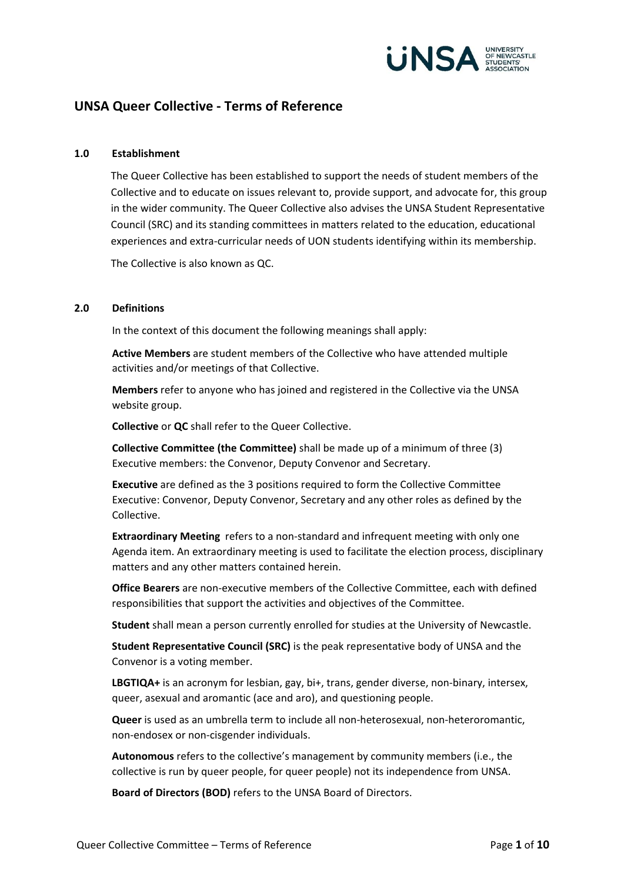# UNSA Queer Collective - Terms of Reference

## 1.0 Establishment

The Queer Collective has been established to support the needs of student members of the Collective and to educate on issues relevant to, provide support, and advocate for, this group in the wider community. The Queer Collective also advises the UNSA Student Representative Council (SRC) and its standing committees in matters related to the education, educational experiences and extra-curricular needs of UON students identifying within its membership.

The Collective is also known as QC.

## 2.0 Definitions

In the context of this document the following meanings shall apply:

**Active Members** are student members of the Collective who have attended multiple activities and/or meetings of that Collective.

**Members** refer to anyone who has joined and registered in the Collective via the UNSA website group.

**Collective** or **QC** shall refer to the Queer Collective.

**Collective Committee (the Committee)** shall be made up of a minimum of three (3) Executive members: the Convenor, Deputy Convenor and Secretary.

**Executive** are defined as the 3 positions required to form the Collective Committee Executive: Convenor, Deputy Convenor, Secretary and any other roles as defined by the Collective.

**Extraordinary Meeting** refers to a non-standard and infrequent meeting with only one Agenda item. An extraordinary meeting is used to facilitate the election process, disciplinary matters and any other matters contained herein.

**Office Bearers** are non-executive members of the Collective Committee, each with defined responsibilities that support the activities and objectives of the Committee.

**Student** shall mean a person currently enrolled for studies at the University of Newcastle.

**Student Representative Council (SRC)** is the peak representative body of UNSA and the Convenor is a voting member.

**LBGTIQA+** is an acronym for lesbian, gay, bi+, trans, gender diverse, non-binary, intersex, queer, asexual and aromantic (ace and aro), and questioning people.

**Queer** is used as an umbrella term to include all non-heterosexual, non-heteroromantic, non-endosex or non-cisgender individuals.

**Autonomous** refers to the collective's management by community members (i.e., the collective is run by queer people, for queer people) not its independence from UNSA.

**Board of Directors (BOD)** refers to the UNSA Board of Directors.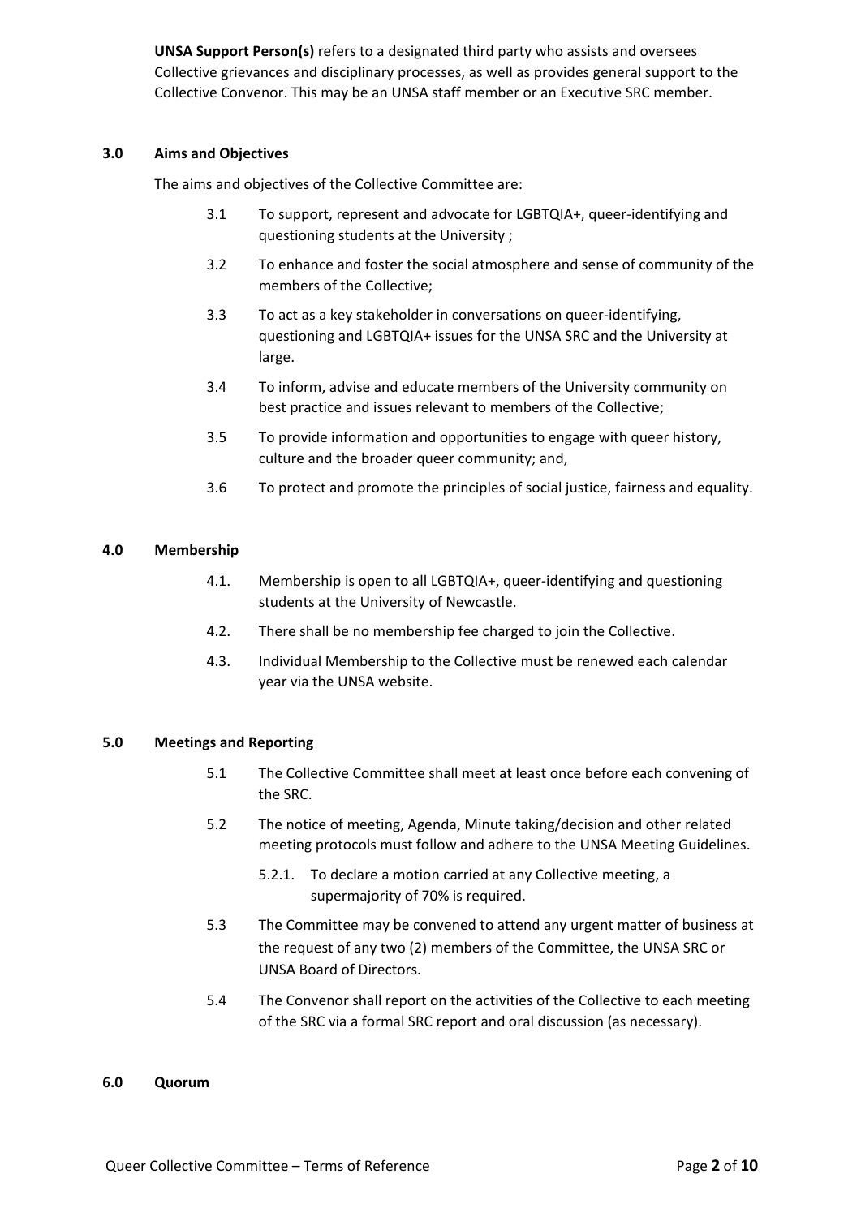**UNSA Support Person(s)** refers to a designated third party who assists and oversees Collective grievances and disciplinary processes, as well as provides general support to the Collective Convenor. This may be an UNSA staff member or an Executive SRC member.

## 3.0 Aims and Objectives

The aims and objectives of the Collective Committee are:

3.1 To support, represent and advocate for LGBTQIA+, queer-identifying and questioning students at the University ;

3.2 To enhance and foster the social atmosphere and sense of community of the members of the Collective;

3.3 To act as a key stakeholder in conversations on queer-identifying, questioning and LGBTQIA+ issues for the UNSA SRC and the University at large.

3.4 To inform, advise and educate members of the University community on best practice and issues relevant to members of the Collective;

3.5 To provide information and opportunities to engage with queer history, culture and the broader queer community; and,

3.6 To protect and promote the principles of social justice, fairness and equality.

## 4.0 Membership

4.1. Membership is open to all LGBTQIA+, queer-identifying and questioning students at the University of Newcastle.

4.2. There shall be no membership fee charged to join the Collective.

4.3. Individual Membership to the Collective must be renewed each calendar year via the UNSA website.

## 5.0 Meetings and Reporting

5.1 The Collective Committee shall meet at least once before each convening of the SRC.

5.2 The notice of meeting, Agenda, Minute taking/decision and other related meeting protocols must follow and adhere to the UNSA Meeting Guidelines.

5.2.1. To declare a motion carried at any Collective meeting, a supermajority of 70% is required.

5.3 The Committee may be convened to attend any urgent matter of business at the request of any two (2) members of the Committee, the UNSA SRC or UNSA Board of Directors.

5.4 The Convenor shall report on the activities of the Collective to each meeting of the SRC via a formal SRC report and oral discussion (as necessary).

## 6.0 Quorum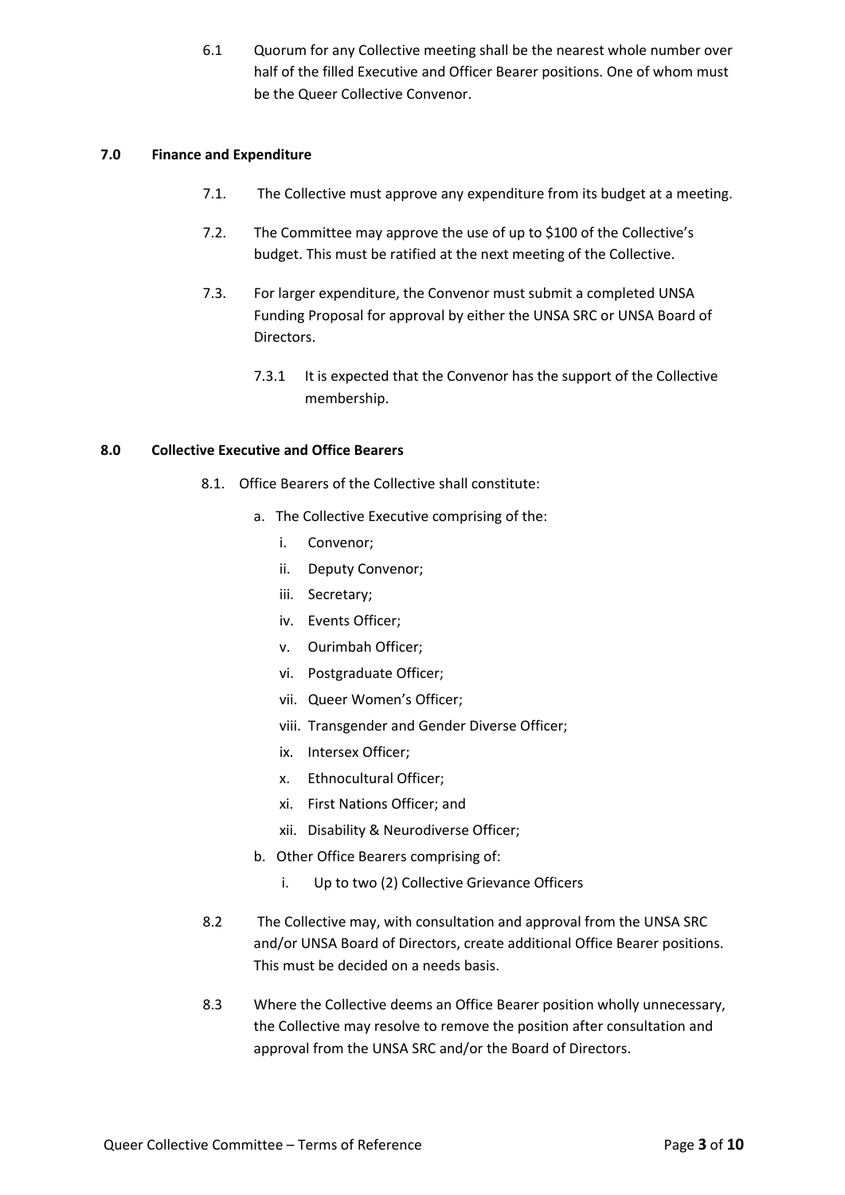6.1 Quorum for any Collective meeting shall be the nearest whole number over half of the filled Executive and Officer Bearer positions. One of whom must be the Queer Collective Convenor.

## 7.0 Finance and Expenditure

7.1. The Collective must approve any expenditure from its budget at a meeting.

7.2. The Committee may approve the use of up to $100 of the Collective's budget. This must be ratified at the next meeting of the Collective.

7.3. For larger expenditure, the Convenor must submit a completed UNSA Funding Proposal for approval by either the UNSA SRC or UNSA Board of Directors.

7.3.1 It is expected that the Convenor has the support of the Collective membership.

## 8.0 Collective Executive and Office Bearers

8.1. Office Bearers of the Collective shall constitute:

a. The Collective Executive comprising of the:

i. Convenor;

ii. Deputy Convenor;

iii. Secretary;

iv. Events Officer;

v. Ourimbah Officer;

vi. Postgraduate Officer;

vii. Queer Women's Officer;

viii. Transgender and Gender Diverse Officer;

ix. Intersex Officer;

x. Ethnocultural Officer;

xi. First Nations Officer; and

xii. Disability & Neurodiverse Officer;

b. Other Office Bearers comprising of:

i. Up to two (2) Collective Grievance Officers

8.2 The Collective may, with consultation and approval from the UNSA SRC and/or UNSA Board of Directors, create additional Office Bearer positions. This must be decided on a needs basis.

8.3 Where the Collective deems an Office Bearer position wholly unnecessary, the Collective may resolve to remove the position after consultation and approval from the UNSA SRC and/or the Board of Directors.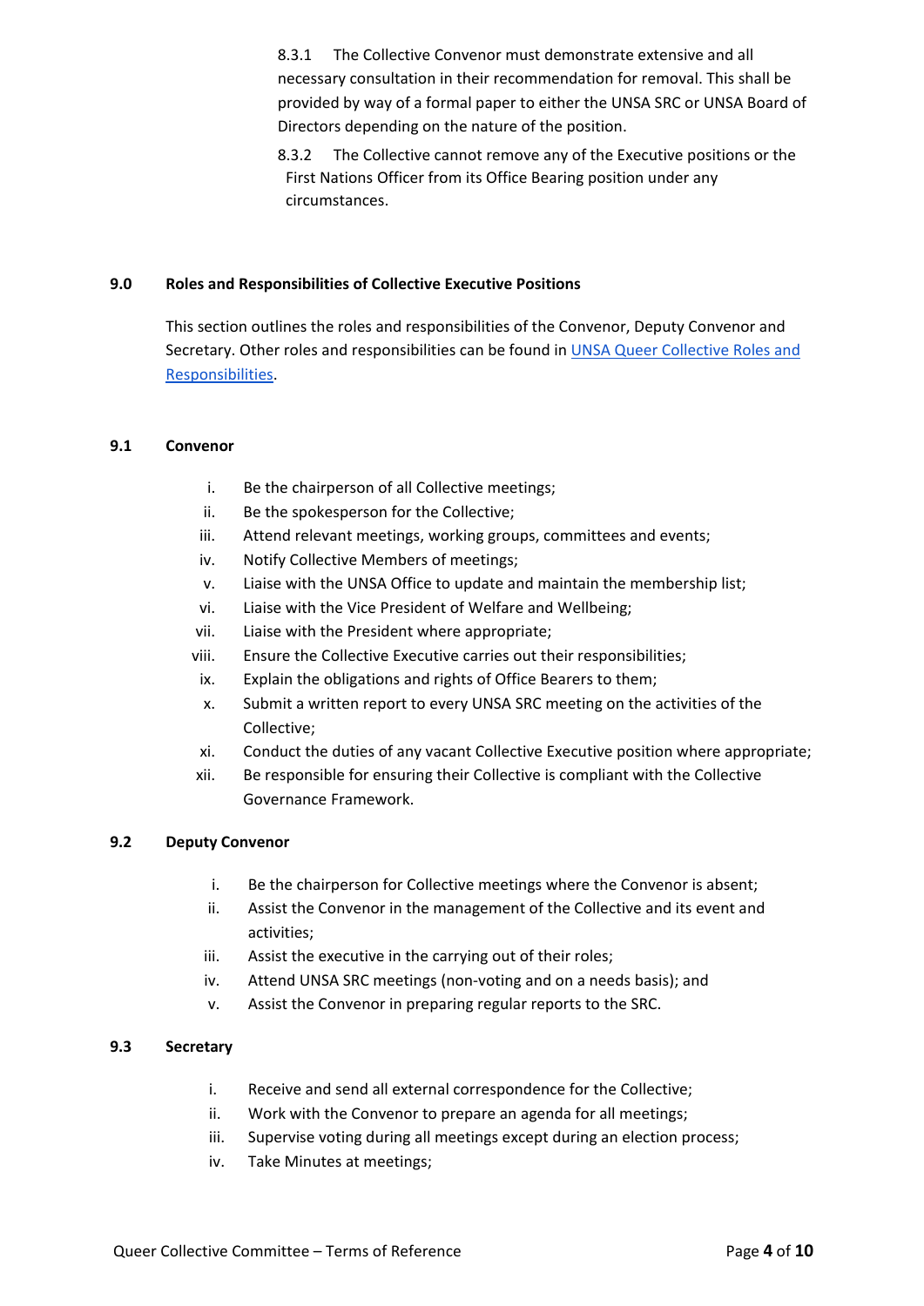8.3.1 The Collective Convenor must demonstrate extensive and all necessary consultation in their recommendation for removal. This shall be provided by way of a formal paper to either the UNSA SRC or UNSA Board of Directors depending on the nature of the position.

8.3.2 The Collective cannot remove any of the Executive positions or the First Nations Officer from its Office Bearing position under any circumstances.

## 9.0 Roles and Responsibilities of Collective Executive Positions

This section outlines the roles and responsibilities of the Convenor, Deputy Convenor and Secretary. Other roles and responsibilities can be found in [UNSA Queer Collective Roles and Responsibilities]().

### 9.1 Convenor

i. Be the chairperson of all Collective meetings;
ii. Be the spokesperson for the Collective;
iii. Attend relevant meetings, working groups, committees and events;
iv. Notify Collective Members of meetings;
v. Liaise with the UNSA Office to update and maintain the membership list;
vi. Liaise with the Vice President of Welfare and Wellbeing;
vii. Liaise with the President where appropriate;
viii. Ensure the Collective Executive carries out their responsibilities;
ix. Explain the obligations and rights of Office Bearers to them;
x. Submit a written report to every UNSA SRC meeting on the activities of the Collective;
xi. Conduct the duties of any vacant Collective Executive position where appropriate;
xii. Be responsible for ensuring their Collective is compliant with the Collective Governance Framework.

### 9.2 Deputy Convenor

i. Be the chairperson for Collective meetings where the Convenor is absent;
ii. Assist the Convenor in the management of the Collective and its event and activities;
iii. Assist the executive in the carrying out of their roles;
iv. Attend UNSA SRC meetings (non-voting and on a needs basis); and
v. Assist the Convenor in preparing regular reports to the SRC.

### 9.3 Secretary

i. Receive and send all external correspondence for the Collective;
ii. Work with the Convenor to prepare an agenda for all meetings;
iii. Supervise voting during all meetings except during an election process;
iv. Take Minutes at meetings;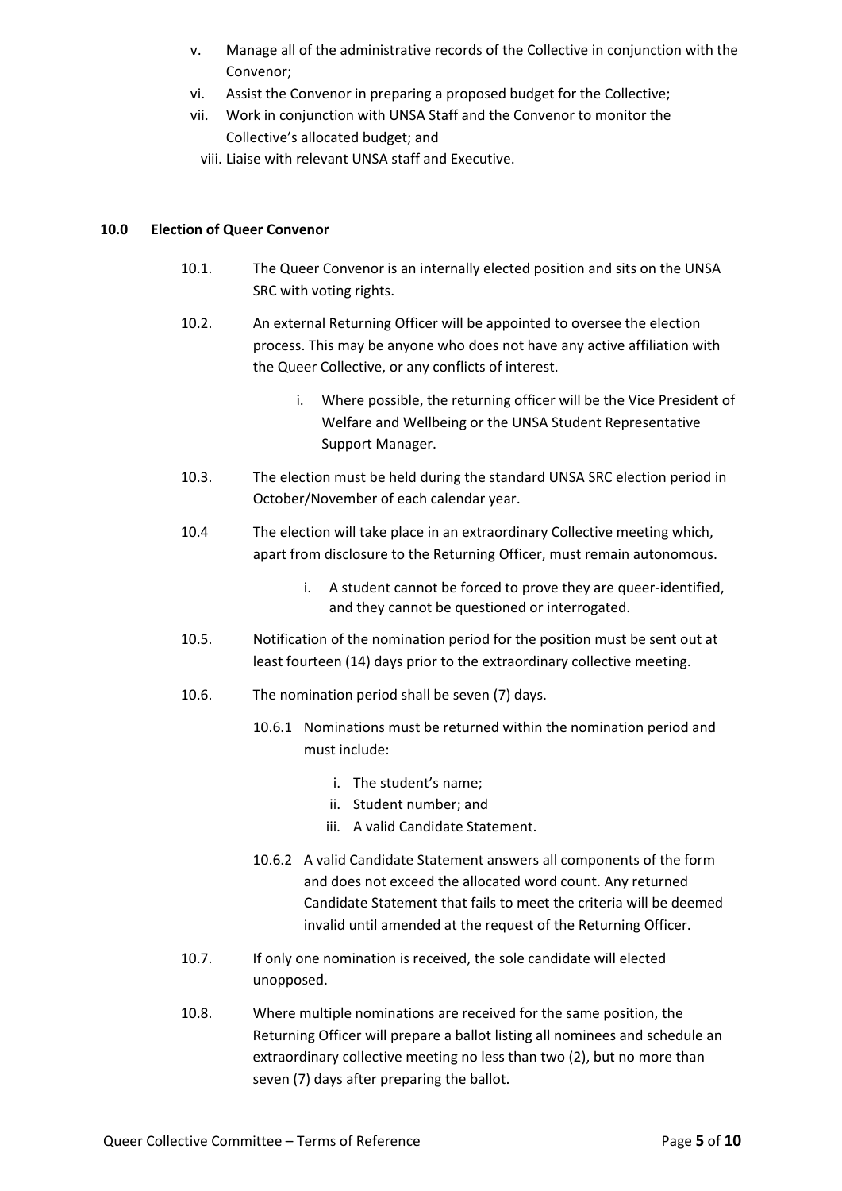v. Manage all of the administrative records of the Collective in conjunction with the Convenor;
vi. Assist the Convenor in preparing a proposed budget for the Collective;
vii. Work in conjunction with UNSA Staff and the Convenor to monitor the Collective's allocated budget; and
viii. Liaise with relevant UNSA staff and Executive.

## 10.0 Election of Queer Convenor

10.1. The Queer Convenor is an internally elected position and sits on the UNSA SRC with voting rights.

10.2. An external Returning Officer will be appointed to oversee the election process. This may be anyone who does not have any active affiliation with the Queer Collective, or any conflicts of interest.

- i. Where possible, the returning officer will be the Vice President of Welfare and Wellbeing or the UNSA Student Representative Support Manager.

10.3. The election must be held during the standard UNSA SRC election period in October/November of each calendar year.

10.4 The election will take place in an extraordinary Collective meeting which, apart from disclosure to the Returning Officer, must remain autonomous.

- i. A student cannot be forced to prove they are queer-identified, and they cannot be questioned or interrogated.

10.5. Notification of the nomination period for the position must be sent out at least fourteen (14) days prior to the extraordinary collective meeting.

10.6. The nomination period shall be seven (7) days.

10.6.1 Nominations must be returned within the nomination period and must include:

- i. The student's name;
- ii. Student number; and
- iii. A valid Candidate Statement.

10.6.2 A valid Candidate Statement answers all components of the form and does not exceed the allocated word count. Any returned Candidate Statement that fails to meet the criteria will be deemed invalid until amended at the request of the Returning Officer.

10.7. If only one nomination is received, the sole candidate will elected unopposed.

10.8. Where multiple nominations are received for the same position, the Returning Officer will prepare a ballot listing all nominees and schedule an extraordinary collective meeting no less than two (2), but no more than seven (7) days after preparing the ballot.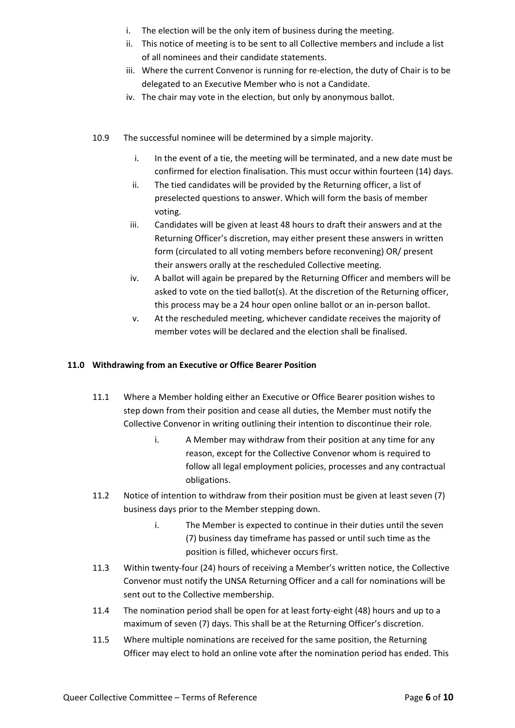i. The election will be the only item of business during the meeting.
ii. This notice of meeting is to be sent to all Collective members and include a list of all nominees and their candidate statements.
iii. Where the current Convenor is running for re-election, the duty of Chair is to be delegated to an Executive Member who is not a Candidate.
iv. The chair may vote in the election, but only by anonymous ballot.

10.9 The successful nominee will be determined by a simple majority.

i. In the event of a tie, the meeting will be terminated, and a new date must be confirmed for election finalisation. This must occur within fourteen (14) days.
ii. The tied candidates will be provided by the Returning officer, a list of preselected questions to answer. Which will form the basis of member voting.
iii. Candidates will be given at least 48 hours to draft their answers and at the Returning Officer's discretion, may either present these answers in written form (circulated to all voting members before reconvening) OR/ present their answers orally at the rescheduled Collective meeting.
iv. A ballot will again be prepared by the Returning Officer and members will be asked to vote on the tied ballot(s). At the discretion of the Returning officer, this process may be a 24 hour open online ballot or an in-person ballot.
v. At the rescheduled meeting, whichever candidate receives the majority of member votes will be declared and the election shall be finalised.

## 11.0 Withdrawing from an Executive or Office Bearer Position

11.1 Where a Member holding either an Executive or Office Bearer position wishes to step down from their position and cease all duties, the Member must notify the Collective Convenor in writing outlining their intention to discontinue their role.

i. A Member may withdraw from their position at any time for any reason, except for the Collective Convenor whom is required to follow all legal employment policies, processes and any contractual obligations.

11.2 Notice of intention to withdraw from their position must be given at least seven (7) business days prior to the Member stepping down.

i. The Member is expected to continue in their duties until the seven (7) business day timeframe has passed or until such time as the position is filled, whichever occurs first.

11.3 Within twenty-four (24) hours of receiving a Member's written notice, the Collective Convenor must notify the UNSA Returning Officer and a call for nominations will be sent out to the Collective membership.

11.4 The nomination period shall be open for at least forty-eight (48) hours and up to a maximum of seven (7) days. This shall be at the Returning Officer's discretion.

11.5 Where multiple nominations are received for the same position, the Returning Officer may elect to hold an online vote after the nomination period has ended. This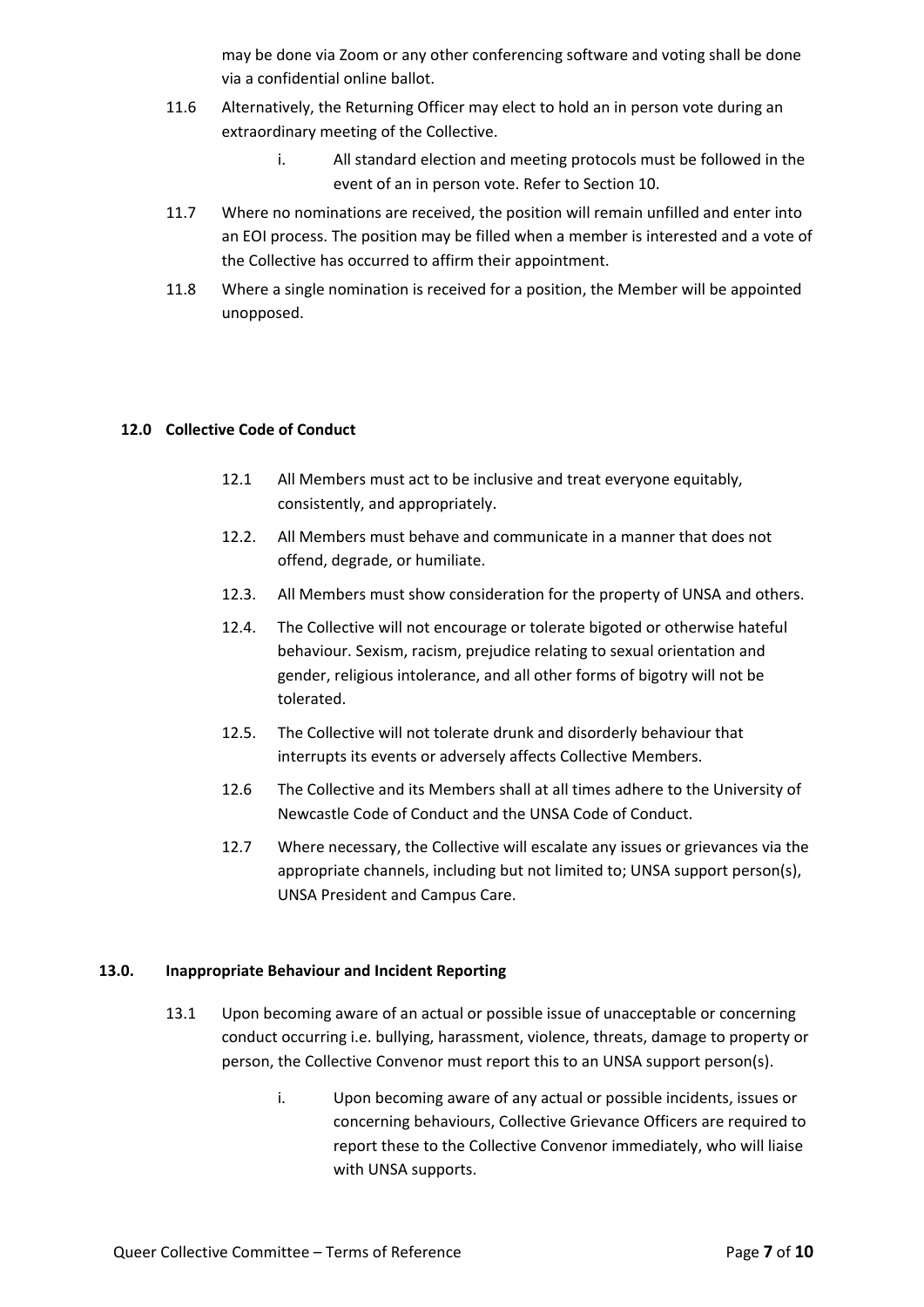may be done via Zoom or any other conferencing software and voting shall be done via a confidential online ballot.

11.6 Alternatively, the Returning Officer may elect to hold an in person vote during an extraordinary meeting of the Collective.

   i. All standard election and meeting protocols must be followed in the event of an in person vote. Refer to Section 10.

11.7 Where no nominations are received, the position will remain unfilled and enter into an EOI process. The position may be filled when a member is interested and a vote of the Collective has occurred to affirm their appointment.

11.8 Where a single nomination is received for a position, the Member will be appointed unopposed.

## 12.0 Collective Code of Conduct

12.1 All Members must act to be inclusive and treat everyone equitably, consistently, and appropriately.

12.2. All Members must behave and communicate in a manner that does not offend, degrade, or humiliate.

12.3. All Members must show consideration for the property of UNSA and others.

12.4. The Collective will not encourage or tolerate bigoted or otherwise hateful behaviour. Sexism, racism, prejudice relating to sexual orientation and gender, religious intolerance, and all other forms of bigotry will not be tolerated.

12.5. The Collective will not tolerate drunk and disorderly behaviour that interrupts its events or adversely affects Collective Members.

12.6 The Collective and its Members shall at all times adhere to the University of Newcastle Code of Conduct and the UNSA Code of Conduct.

12.7 Where necessary, the Collective will escalate any issues or grievances via the appropriate channels, including but not limited to; UNSA support person(s), UNSA President and Campus Care.

## 13.0. Inappropriate Behaviour and Incident Reporting

13.1 Upon becoming aware of an actual or possible issue of unacceptable or concerning conduct occurring i.e. bullying, harassment, violence, threats, damage to property or person, the Collective Convenor must report this to an UNSA support person(s).

   i. Upon becoming aware of any actual or possible incidents, issues or concerning behaviours, Collective Grievance Officers are required to report these to the Collective Convenor immediately, who will liaise with UNSA supports.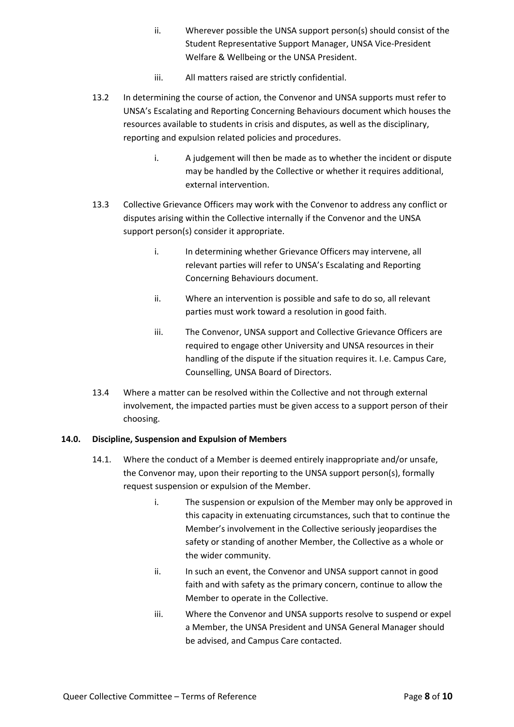ii. Wherever possible the UNSA support person(s) should consist of the Student Representative Support Manager, UNSA Vice-President Welfare & Wellbeing or the UNSA President.

iii. All matters raised are strictly confidential.

13.2 In determining the course of action, the Convenor and UNSA supports must refer to UNSA's Escalating and Reporting Concerning Behaviours document which houses the resources available to students in crisis and disputes, as well as the disciplinary, reporting and expulsion related policies and procedures.

i. A judgement will then be made as to whether the incident or dispute may be handled by the Collective or whether it requires additional, external intervention.

13.3 Collective Grievance Officers may work with the Convenor to address any conflict or disputes arising within the Collective internally if the Convenor and the UNSA support person(s) consider it appropriate.

i. In determining whether Grievance Officers may intervene, all relevant parties will refer to UNSA's Escalating and Reporting Concerning Behaviours document.

ii. Where an intervention is possible and safe to do so, all relevant parties must work toward a resolution in good faith.

iii. The Convenor, UNSA support and Collective Grievance Officers are required to engage other University and UNSA resources in their handling of the dispute if the situation requires it. I.e. Campus Care, Counselling, UNSA Board of Directors.

13.4 Where a matter can be resolved within the Collective and not through external involvement, the impacted parties must be given access to a support person of their choosing.

**14.0. Discipline, Suspension and Expulsion of Members**

14.1. Where the conduct of a Member is deemed entirely inappropriate and/or unsafe, the Convenor may, upon their reporting to the UNSA support person(s), formally request suspension or expulsion of the Member.

i. The suspension or expulsion of the Member may only be approved in this capacity in extenuating circumstances, such that to continue the Member's involvement in the Collective seriously jeopardises the safety or standing of another Member, the Collective as a whole or the wider community.

ii. In such an event, the Convenor and UNSA support cannot in good faith and with safety as the primary concern, continue to allow the Member to operate in the Collective.

iii. Where the Convenor and UNSA supports resolve to suspend or expel a Member, the UNSA President and UNSA General Manager should be advised, and Campus Care contacted.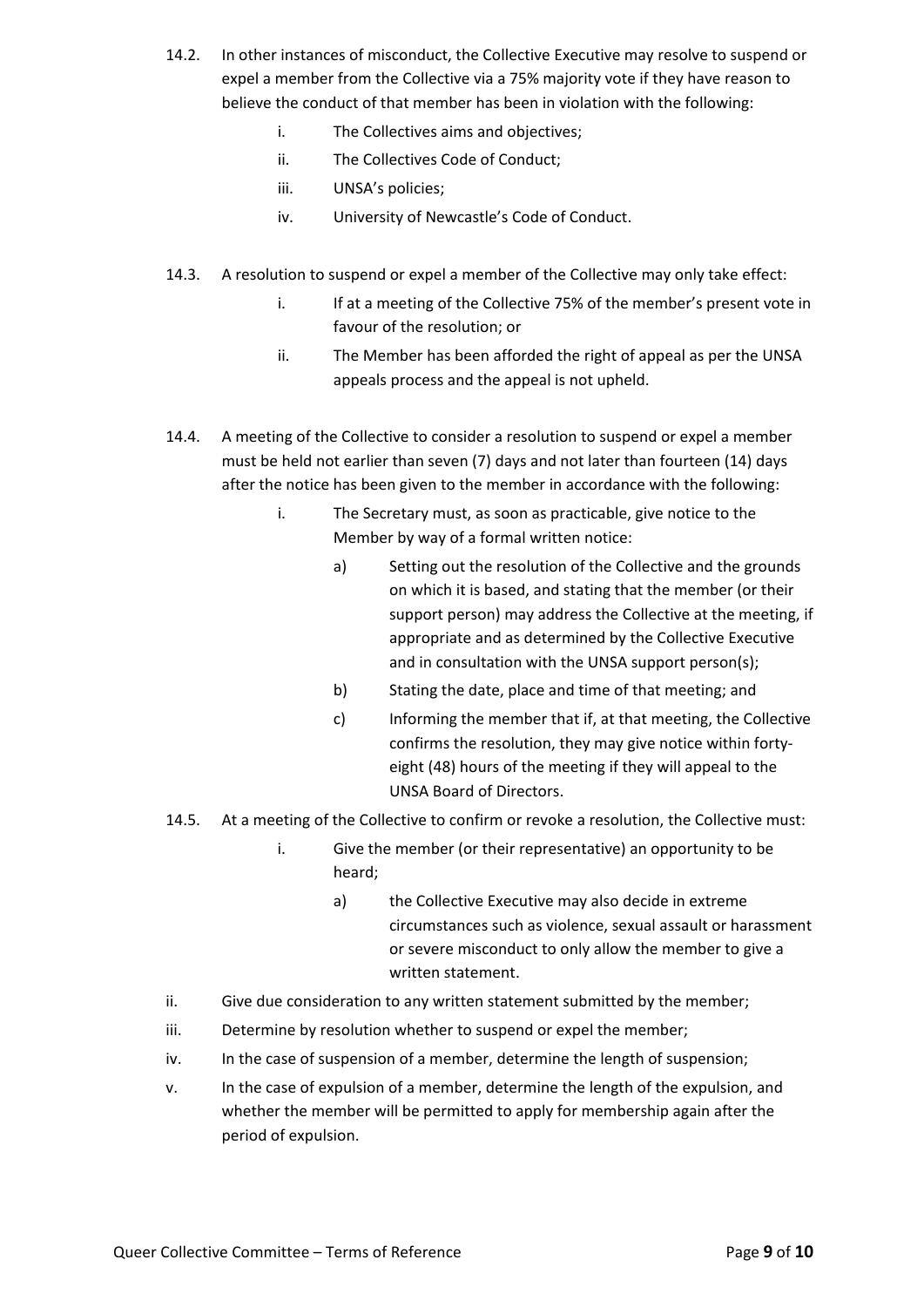14.2. In other instances of misconduct, the Collective Executive may resolve to suspend or expel a member from the Collective via a 75% majority vote if they have reason to believe the conduct of that member has been in violation with the following:

i. The Collectives aims and objectives;

ii. The Collectives Code of Conduct;

iii. UNSA's policies;

iv. University of Newcastle's Code of Conduct.

14.3. A resolution to suspend or expel a member of the Collective may only take effect:

i. If at a meeting of the Collective 75% of the member's present vote in favour of the resolution; or

ii. The Member has been afforded the right of appeal as per the UNSA appeals process and the appeal is not upheld.

14.4. A meeting of the Collective to consider a resolution to suspend or expel a member must be held not earlier than seven (7) days and not later than fourteen (14) days after the notice has been given to the member in accordance with the following:

i. The Secretary must, as soon as practicable, give notice to the Member by way of a formal written notice:

a) Setting out the resolution of the Collective and the grounds on which it is based, and stating that the member (or their support person) may address the Collective at the meeting, if appropriate and as determined by the Collective Executive and in consultation with the UNSA support person(s);

b) Stating the date, place and time of that meeting; and

c) Informing the member that if, at that meeting, the Collective confirms the resolution, they may give notice within forty-eight (48) hours of the meeting if they will appeal to the UNSA Board of Directors.

14.5. At a meeting of the Collective to confirm or revoke a resolution, the Collective must:

i. Give the member (or their representative) an opportunity to be heard;

a) the Collective Executive may also decide in extreme circumstances such as violence, sexual assault or harassment or severe misconduct to only allow the member to give a written statement.

ii. Give due consideration to any written statement submitted by the member;

iii. Determine by resolution whether to suspend or expel the member;

iv. In the case of suspension of a member, determine the length of suspension;

v. In the case of expulsion of a member, determine the length of the expulsion, and whether the member will be permitted to apply for membership again after the period of expulsion.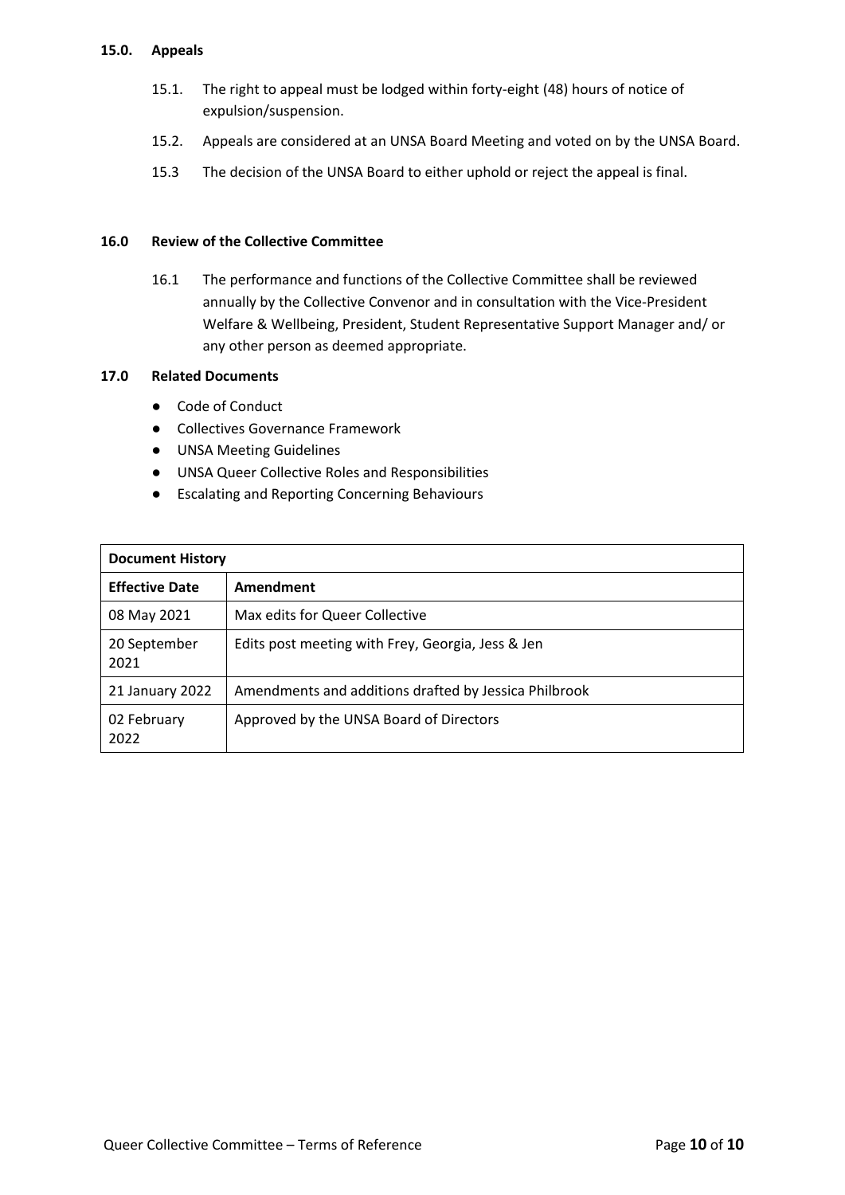## 15.0. Appeals

15.1. The right to appeal must be lodged within forty-eight (48) hours of notice of expulsion/suspension.

15.2. Appeals are considered at an UNSA Board Meeting and voted on by the UNSA Board.

15.3 The decision of the UNSA Board to either uphold or reject the appeal is final.

## 16.0 Review of the Collective Committee

16.1 The performance and functions of the Collective Committee shall be reviewed annually by the Collective Convenor and in consultation with the Vice-President Welfare & Wellbeing, President, Student Representative Support Manager and/ or any other person as deemed appropriate.

## 17.0 Related Documents

- Code of Conduct
- Collectives Governance Framework
- UNSA Meeting Guidelines
- UNSA Queer Collective Roles and Responsibilities
- Escalating and Reporting Concerning Behaviours

| **Document History** | |
|---|---|
| **Effective Date** | **Amendment** |
| 08 May 2021 | Max edits for Queer Collective |
| 20 September 2021 | Edits post meeting with Frey, Georgia, Jess & Jen |
| 21 January 2022 | Amendments and additions drafted by Jessica Philbrook |
| 02 February 2022 | Approved by the UNSA Board of Directors |